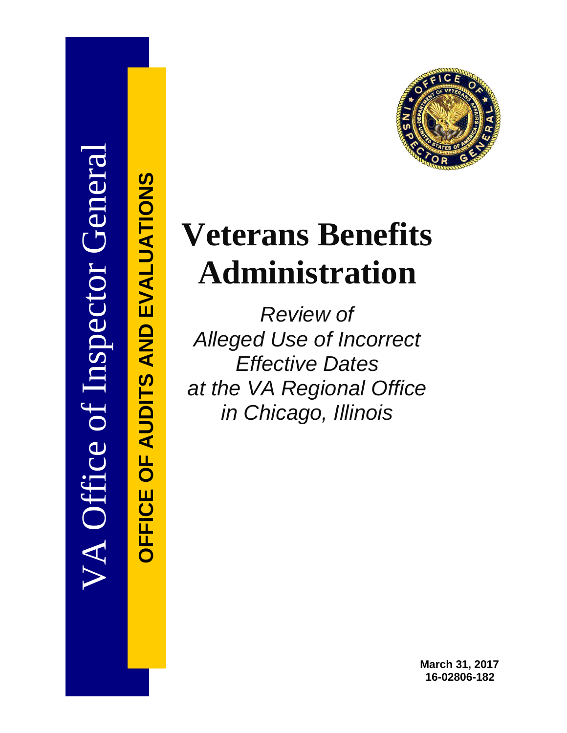VA Office of Inspector General

**OFFICE OF AUDITS AND EVALUATIONS**

# Veterans Benefits Administration

*Review of Alleged Use of Incorrect Effective Dates at the VA Regional Office in Chicago, Illinois*

**March 31, 2017**
**16-02806-182**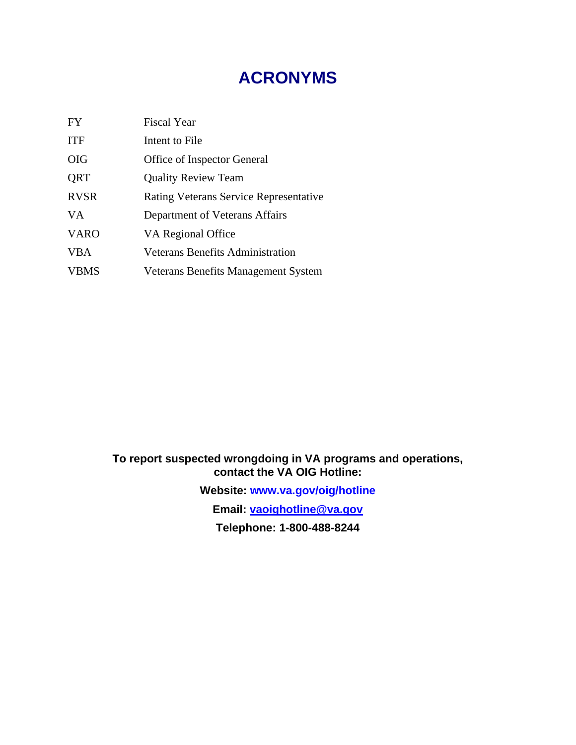# ACRONYMS

| | |
|---|---|
| FY | Fiscal Year |
| ITF | Intent to File |
| OIG | Office of Inspector General |
| QRT | Quality Review Team |
| RVSR | Rating Veterans Service Representative |
| VA | Department of Veterans Affairs |
| VARO | VA Regional Office |
| VBA | Veterans Benefits Administration |
| VBMS | Veterans Benefits Management System |

**To report suspected wrongdoing in VA programs and operations, contact the VA OIG Hotline:**

**Website: www.va.gov/oig/hotline**

**Email: vaoighotline@va.gov**

**Telephone: 1-800-488-8244**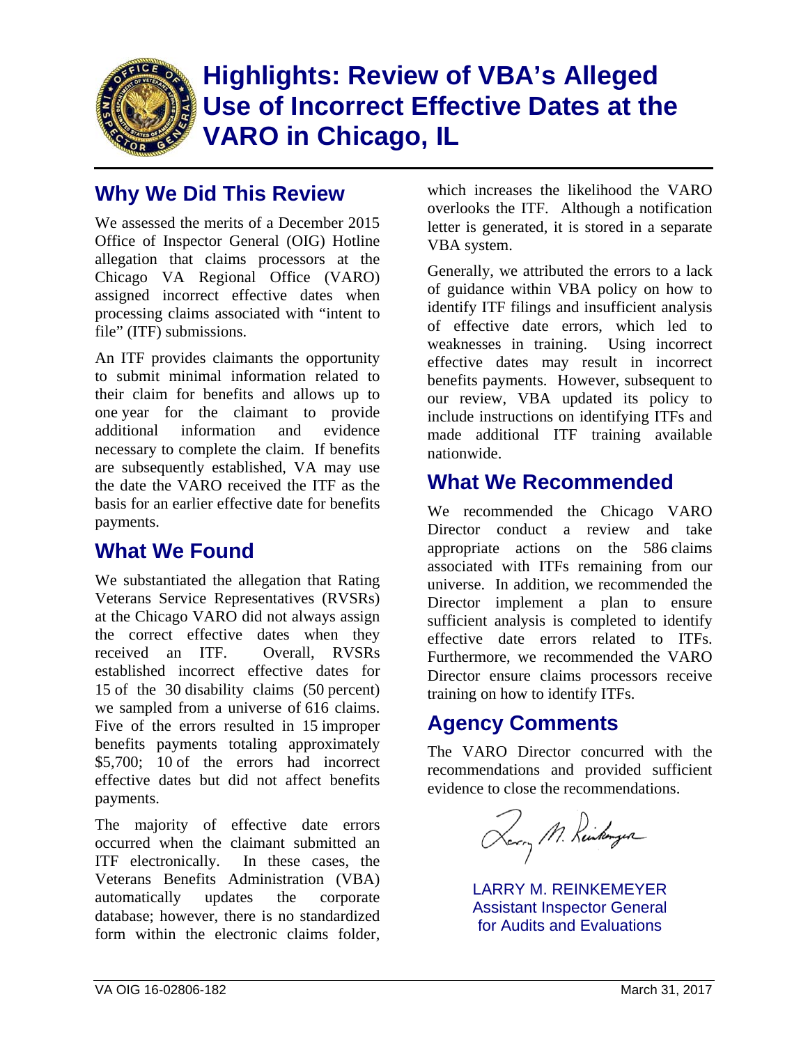# Highlights: Review of VBA's Alleged Use of Incorrect Effective Dates at the VARO in Chicago, IL

## Why We Did This Review

We assessed the merits of a December 2015 Office of Inspector General (OIG) Hotline allegation that claims processors at the Chicago VA Regional Office (VARO) assigned incorrect effective dates when processing claims associated with "intent to file" (ITF) submissions.

An ITF provides claimants the opportunity to submit minimal information related to their claim for benefits and allows up to one year for the claimant to provide additional information and evidence necessary to complete the claim. If benefits are subsequently established, VA may use the date the VARO received the ITF as the basis for an earlier effective date for benefits payments.

## What We Found

We substantiated the allegation that Rating Veterans Service Representatives (RVSRs) at the Chicago VARO did not always assign the correct effective dates when they received an ITF. Overall, RVSRs established incorrect effective dates for 15 of the 30 disability claims (50 percent) we sampled from a universe of 616 claims. Five of the errors resulted in 15 improper benefits payments totaling approximately $5,700; 10 of the errors had incorrect effective dates but did not affect benefits payments.

The majority of effective date errors occurred when the claimant submitted an ITF electronically. In these cases, the Veterans Benefits Administration (VBA) automatically updates the corporate database; however, there is no standardized form within the electronic claims folder, which increases the likelihood the VARO overlooks the ITF. Although a notification letter is generated, it is stored in a separate VBA system.

Generally, we attributed the errors to a lack of guidance within VBA policy on how to identify ITF filings and insufficient analysis of effective date errors, which led to weaknesses in training. Using incorrect effective dates may result in incorrect benefits payments. However, subsequent to our review, VBA updated its policy to include instructions on identifying ITFs and made additional ITF training available nationwide.

## What We Recommended

We recommended the Chicago VARO Director conduct a review and take appropriate actions on the 586 claims associated with ITFs remaining from our universe. In addition, we recommended the Director implement a plan to ensure sufficient analysis is completed to identify effective date errors related to ITFs. Furthermore, we recommended the VARO Director ensure claims processors receive training on how to identify ITFs.

## Agency Comments

The VARO Director concurred with the recommendations and provided sufficient evidence to close the recommendations.

LARRY M. REINKEMEYER
Assistant Inspector General
for Audits and Evaluations

VA OIG 16-02806-182 March 31, 2017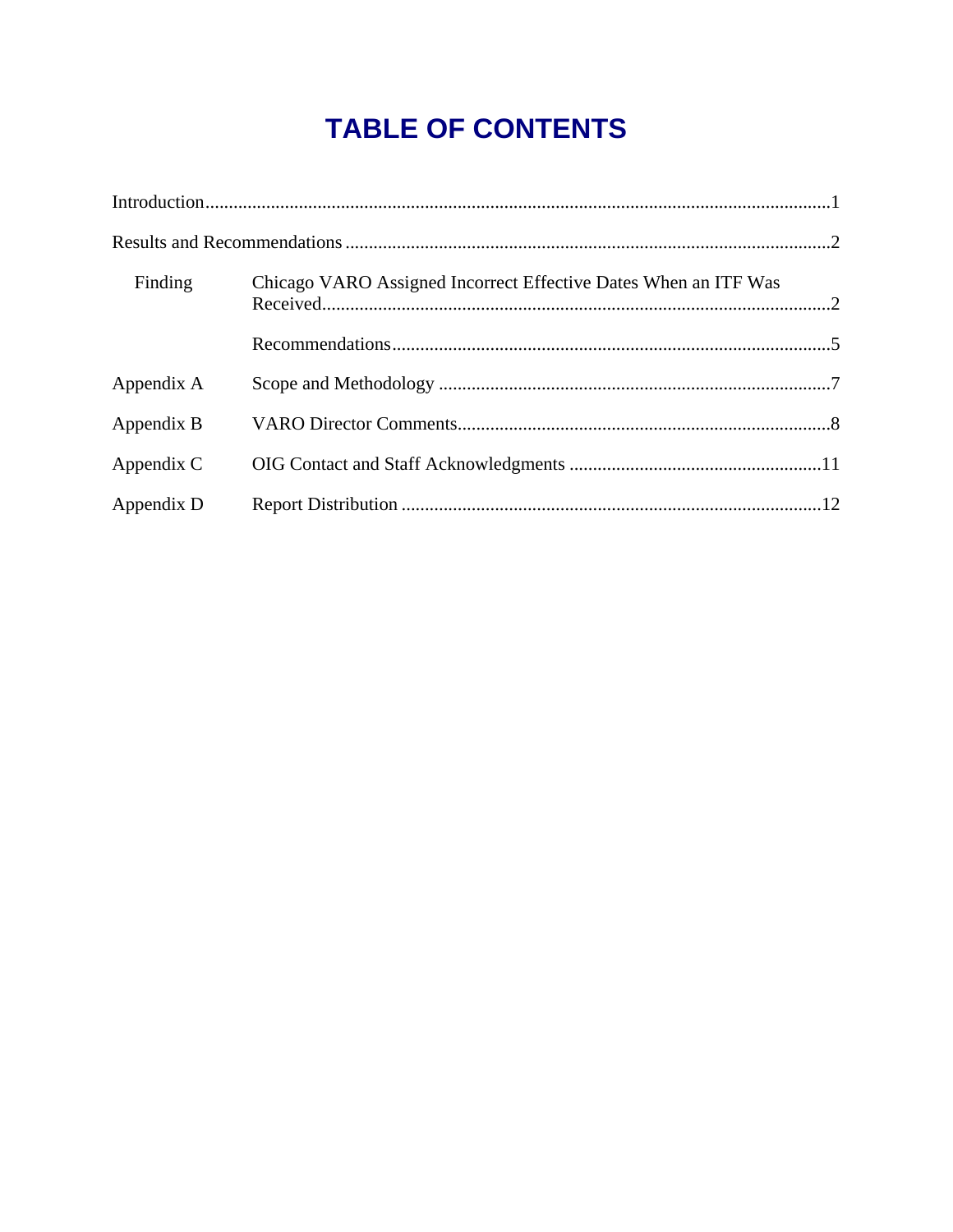# TABLE OF CONTENTS

| | | |
|---|---|---|
| Introduction | | 1 |
| Results and Recommendations | | 2 |
| Finding | Chicago VARO Assigned Incorrect Effective Dates When an ITF Was Received | 2 |
| | Recommendations | 5 |
| Appendix A | Scope and Methodology | 7 |
| Appendix B | VARO Director Comments | 8 |
| Appendix C | OIG Contact and Staff Acknowledgments | 11 |
| Appendix D | Report Distribution | 12 |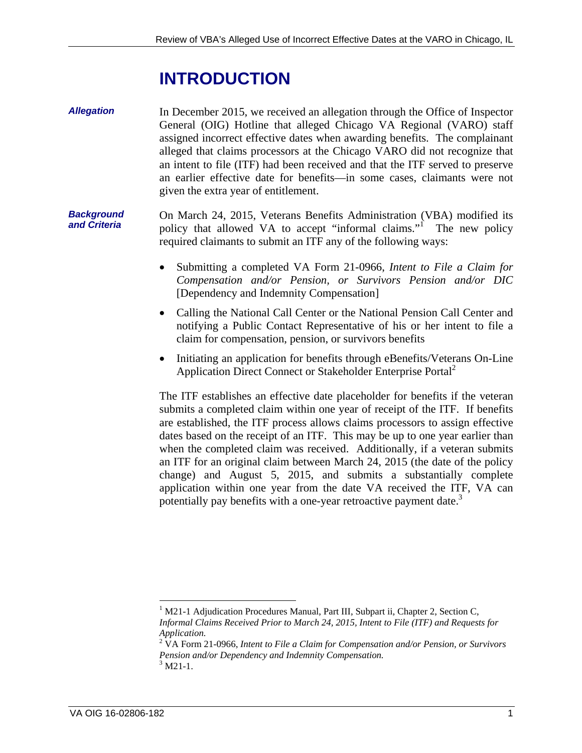# INTRODUCTION

***Allegation***

In December 2015, we received an allegation through the Office of Inspector General (OIG) Hotline that alleged Chicago VA Regional (VARO) staff assigned incorrect effective dates when awarding benefits. The complainant alleged that claims processors at the Chicago VARO did not recognize that an intent to file (ITF) had been received and that the ITF served to preserve an earlier effective date for benefits—in some cases, claimants were not given the extra year of entitlement.

***Background and Criteria***

On March 24, 2015, Veterans Benefits Administration (VBA) modified its policy that allowed VA to accept "informal claims."[1] The new policy required claimants to submit an ITF any of the following ways:

- Submitting a completed VA Form 21-0966, *Intent to File a Claim for Compensation and/or Pension, or Survivors Pension and/or DIC* [Dependency and Indemnity Compensation]
- Calling the National Call Center or the National Pension Call Center and notifying a Public Contact Representative of his or her intent to file a claim for compensation, pension, or survivors benefits
- Initiating an application for benefits through eBenefits/Veterans On-Line Application Direct Connect or Stakeholder Enterprise Portal[2]

The ITF establishes an effective date placeholder for benefits if the veteran submits a completed claim within one year of receipt of the ITF. If benefits are established, the ITF process allows claims processors to assign effective dates based on the receipt of an ITF. This may be up to one year earlier than when the completed claim was received. Additionally, if a veteran submits an ITF for an original claim between March 24, 2015 (the date of the policy change) and August 5, 2015, and submits a substantially complete application within one year from the date VA received the ITF, VA can potentially pay benefits with a one-year retroactive payment date.[3]

---

[1] M21-1 Adjudication Procedures Manual, Part III, Subpart ii, Chapter 2, Section C, *Informal Claims Received Prior to March 24, 2015, Intent to File (ITF) and Requests for Application.*

[2] VA Form 21-0966, *Intent to File a Claim for Compensation and/or Pension, or Survivors Pension and/or Dependency and Indemnity Compensation.*

[3] M21-1.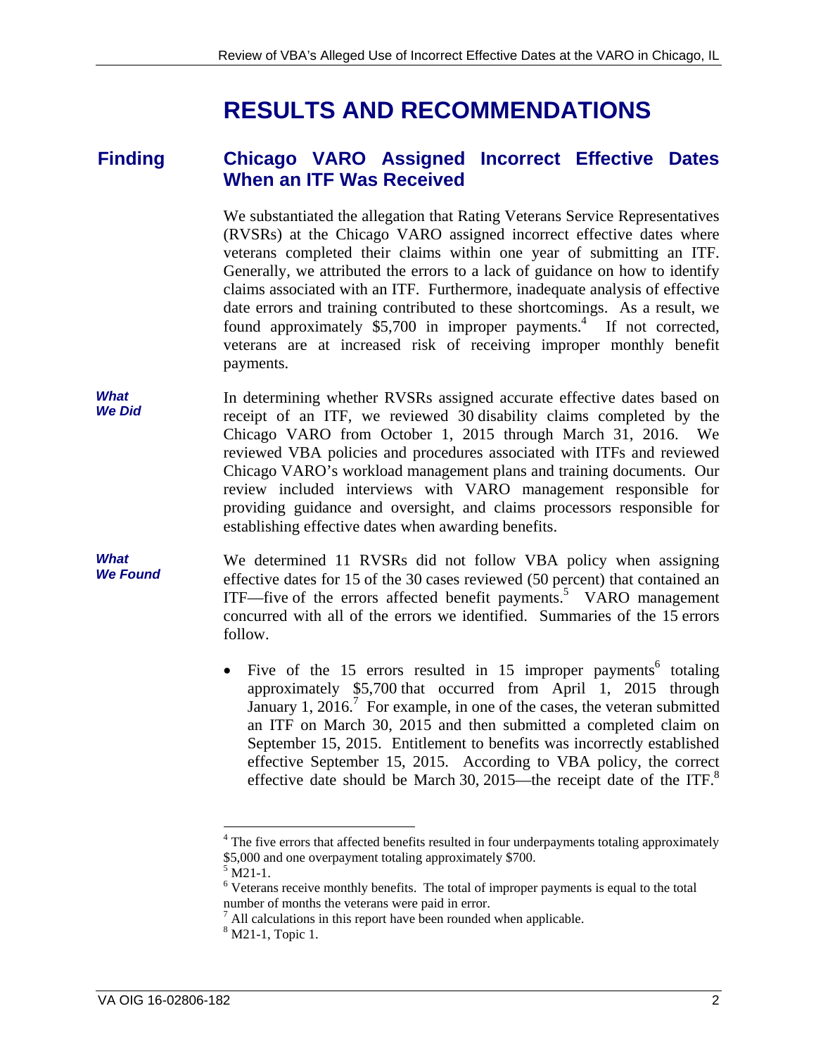# RESULTS AND RECOMMENDATIONS

## Finding: Chicago VARO Assigned Incorrect Effective Dates When an ITF Was Received

We substantiated the allegation that Rating Veterans Service Representatives (RVSRs) at the Chicago VARO assigned incorrect effective dates where veterans completed their claims within one year of submitting an ITF. Generally, we attributed the errors to a lack of guidance on how to identify claims associated with an ITF. Furthermore, inadequate analysis of effective date errors and training contributed to these shortcomings. As a result, we found approximately $5,700 in improper payments.[4] If not corrected, veterans are at increased risk of receiving improper monthly benefit payments.

***What We Did***

In determining whether RVSRs assigned accurate effective dates based on receipt of an ITF, we reviewed 30 disability claims completed by the Chicago VARO from October 1, 2015 through March 31, 2016. We reviewed VBA policies and procedures associated with ITFs and reviewed Chicago VARO's workload management plans and training documents. Our review included interviews with VARO management responsible for providing guidance and oversight, and claims processors responsible for establishing effective dates when awarding benefits.

***What We Found***

We determined 11 RVSRs did not follow VBA policy when assigning effective dates for 15 of the 30 cases reviewed (50 percent) that contained an ITF—five of the errors affected benefit payments.[5] VARO management concurred with all of the errors we identified. Summaries of the 15 errors follow.

- Five of the 15 errors resulted in 15 improper payments[6] totaling approximately $5,700 that occurred from April 1, 2015 through January 1, 2016.[7] For example, in one of the cases, the veteran submitted an ITF on March 30, 2015 and then submitted a completed claim on September 15, 2015. Entitlement to benefits was incorrectly established effective September 15, 2015. According to VBA policy, the correct effective date should be March 30, 2015—the receipt date of the ITF.[8]

---

[4] The five errors that affected benefits resulted in four underpayments totaling approximately $5,000 and one overpayment totaling approximately $700.

[5] M21-1.

[6] Veterans receive monthly benefits. The total of improper payments is equal to the total number of months the veterans were paid in error.

[7] All calculations in this report have been rounded when applicable.

[8] M21-1, Topic 1.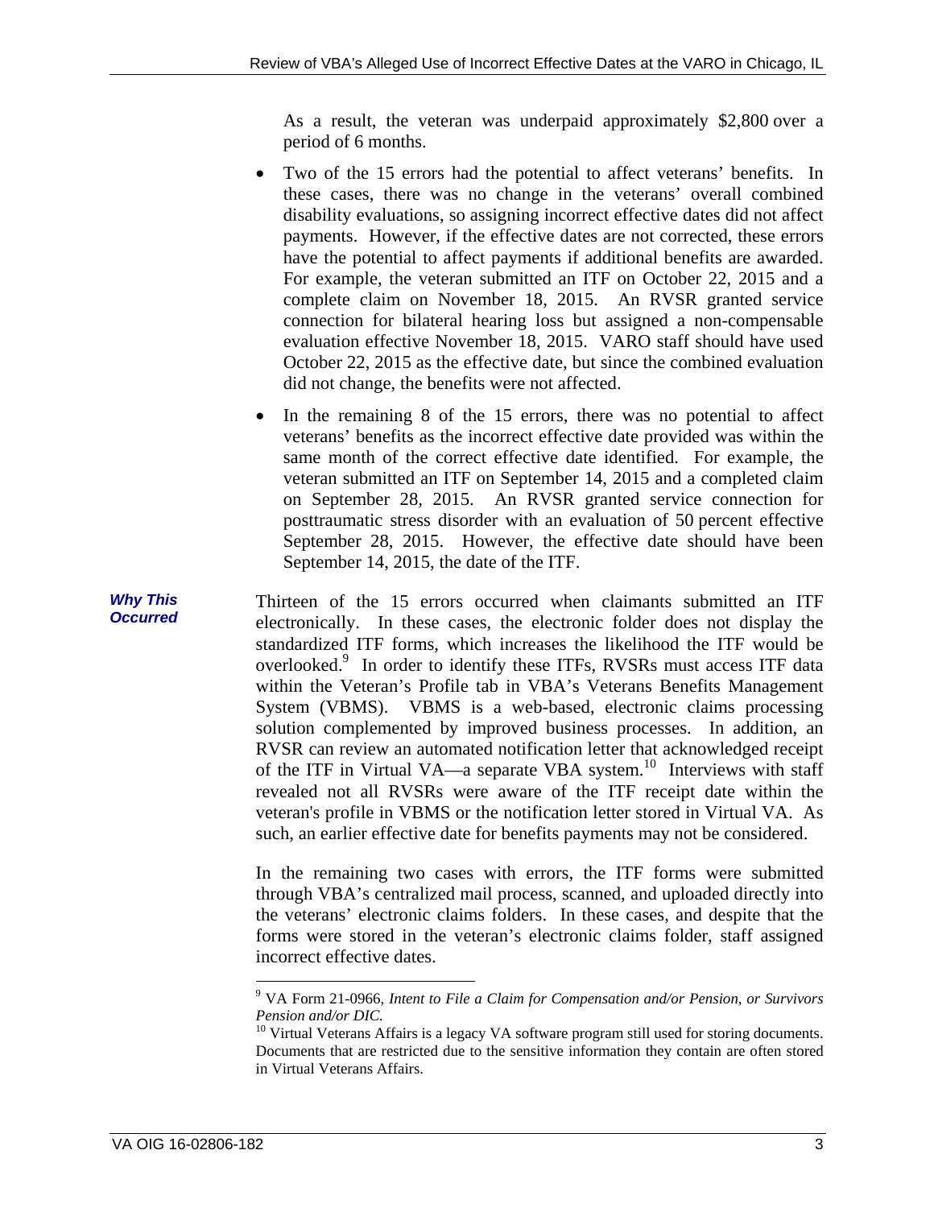As a result, the veteran was underpaid approximately $2,800 over a period of 6 months.

- Two of the 15 errors had the potential to affect veterans' benefits. In these cases, there was no change in the veterans' overall combined disability evaluations, so assigning incorrect effective dates did not affect payments. However, if the effective dates are not corrected, these errors have the potential to affect payments if additional benefits are awarded. For example, the veteran submitted an ITF on October 22, 2015 and a complete claim on November 18, 2015. An RVSR granted service connection for bilateral hearing loss but assigned a non-compensable evaluation effective November 18, 2015. VARO staff should have used October 22, 2015 as the effective date, but since the combined evaluation did not change, the benefits were not affected.
- In the remaining 8 of the 15 errors, there was no potential to affect veterans' benefits as the incorrect effective date provided was within the same month of the correct effective date identified. For example, the veteran submitted an ITF on September 14, 2015 and a completed claim on September 28, 2015. An RVSR granted service connection for posttraumatic stress disorder with an evaluation of 50 percent effective September 28, 2015. However, the effective date should have been September 14, 2015, the date of the ITF.

***Why This Occurred***

Thirteen of the 15 errors occurred when claimants submitted an ITF electronically. In these cases, the electronic folder does not display the standardized ITF forms, which increases the likelihood the ITF would be overlooked.[9] In order to identify these ITFs, RVSRs must access ITF data within the Veteran's Profile tab in VBA's Veterans Benefits Management System (VBMS). VBMS is a web-based, electronic claims processing solution complemented by improved business processes. In addition, an RVSR can review an automated notification letter that acknowledged receipt of the ITF in Virtual VA—a separate VBA system.[10] Interviews with staff revealed not all RVSRs were aware of the ITF receipt date within the veteran's profile in VBMS or the notification letter stored in Virtual VA. As such, an earlier effective date for benefits payments may not be considered.

In the remaining two cases with errors, the ITF forms were submitted through VBA's centralized mail process, scanned, and uploaded directly into the veterans' electronic claims folders. In these cases, and despite that the forms were stored in the veteran's electronic claims folder, staff assigned incorrect effective dates.

---

[9] VA Form 21-0966, *Intent to File a Claim for Compensation and/or Pension, or Survivors Pension and/or DIC.*

[10] Virtual Veterans Affairs is a legacy VA software program still used for storing documents. Documents that are restricted due to the sensitive information they contain are often stored in Virtual Veterans Affairs.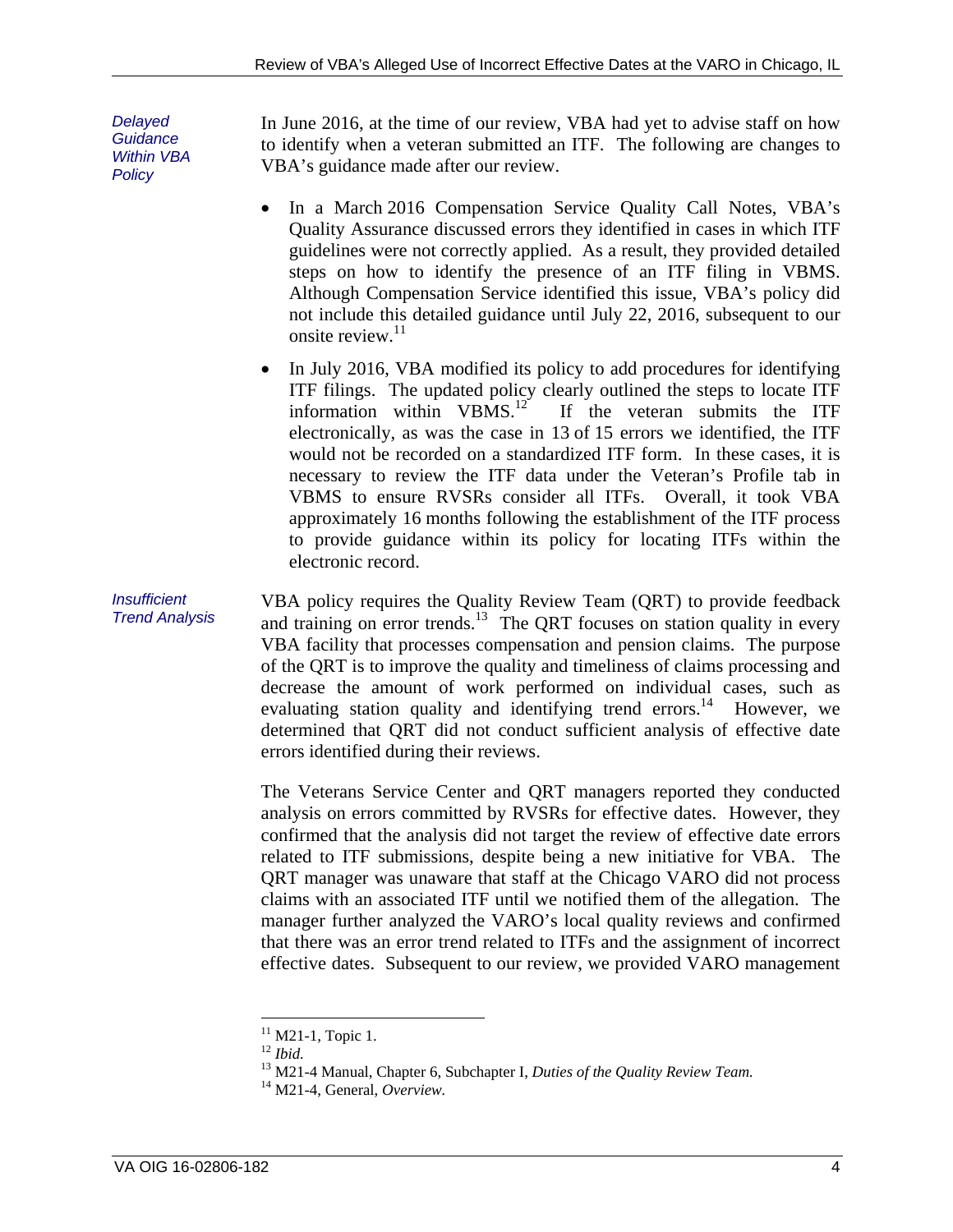### Delayed Guidance Within VBA Policy

In June 2016, at the time of our review, VBA had yet to advise staff on how to identify when a veteran submitted an ITF. The following are changes to VBA's guidance made after our review.

- In a March 2016 Compensation Service Quality Call Notes, VBA's Quality Assurance discussed errors they identified in cases in which ITF guidelines were not correctly applied. As a result, they provided detailed steps on how to identify the presence of an ITF filing in VBMS. Although Compensation Service identified this issue, VBA's policy did not include this detailed guidance until July 22, 2016, subsequent to our onsite review.[11]
- In July 2016, VBA modified its policy to add procedures for identifying ITF filings. The updated policy clearly outlined the steps to locate ITF information within VBMS.[12] If the veteran submits the ITF electronically, as was the case in 13 of 15 errors we identified, the ITF would not be recorded on a standardized ITF form. In these cases, it is necessary to review the ITF data under the Veteran's Profile tab in VBMS to ensure RVSRs consider all ITFs. Overall, it took VBA approximately 16 months following the establishment of the ITF process to provide guidance within its policy for locating ITFs within the electronic record.

### Insufficient Trend Analysis

VBA policy requires the Quality Review Team (QRT) to provide feedback and training on error trends.[13] The QRT focuses on station quality in every VBA facility that processes compensation and pension claims. The purpose of the QRT is to improve the quality and timeliness of claims processing and decrease the amount of work performed on individual cases, such as evaluating station quality and identifying trend errors.[14] However, we determined that QRT did not conduct sufficient analysis of effective date errors identified during their reviews.

The Veterans Service Center and QRT managers reported they conducted analysis on errors committed by RVSRs for effective dates. However, they confirmed that the analysis did not target the review of effective date errors related to ITF submissions, despite being a new initiative for VBA. The QRT manager was unaware that staff at the Chicago VARO did not process claims with an associated ITF until we notified them of the allegation. The manager further analyzed the VARO's local quality reviews and confirmed that there was an error trend related to ITFs and the assignment of incorrect effective dates. Subsequent to our review, we provided VARO management

---

[11] M21-1, Topic 1.

[12] *Ibid.*

[13] M21-4 Manual, Chapter 6, Subchapter I, *Duties of the Quality Review Team.*

[14] M21-4, General, *Overview.*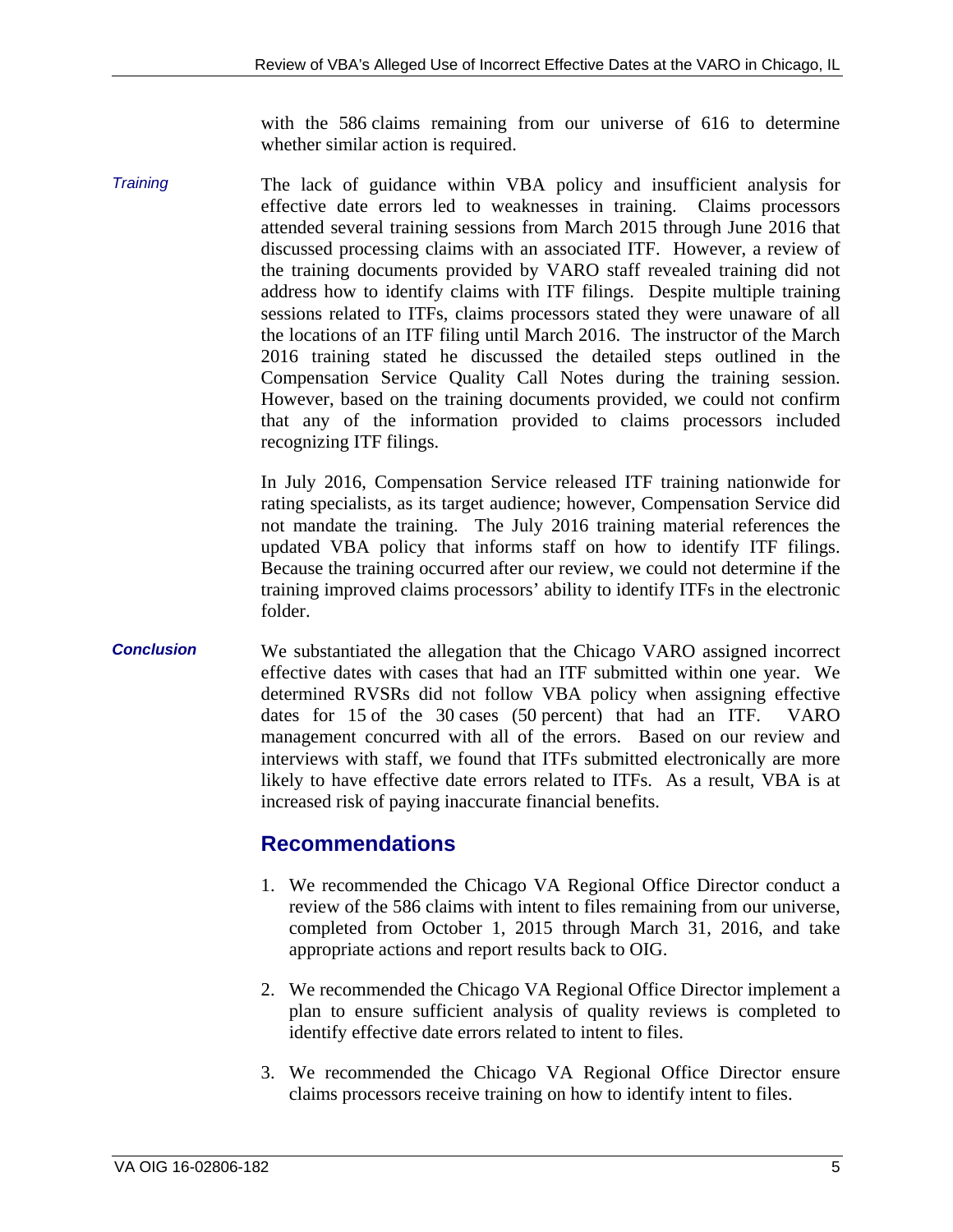with the 586 claims remaining from our universe of 616 to determine whether similar action is required.

*Training*

The lack of guidance within VBA policy and insufficient analysis for effective date errors led to weaknesses in training. Claims processors attended several training sessions from March 2015 through June 2016 that discussed processing claims with an associated ITF. However, a review of the training documents provided by VARO staff revealed training did not address how to identify claims with ITF filings. Despite multiple training sessions related to ITFs, claims processors stated they were unaware of all the locations of an ITF filing until March 2016. The instructor of the March 2016 training stated he discussed the detailed steps outlined in the Compensation Service Quality Call Notes during the training session. However, based on the training documents provided, we could not confirm that any of the information provided to claims processors included recognizing ITF filings.

In July 2016, Compensation Service released ITF training nationwide for rating specialists, as its target audience; however, Compensation Service did not mandate the training. The July 2016 training material references the updated VBA policy that informs staff on how to identify ITF filings. Because the training occurred after our review, we could not determine if the training improved claims processors' ability to identify ITFs in the electronic folder.

***Conclusion***

We substantiated the allegation that the Chicago VARO assigned incorrect effective dates with cases that had an ITF submitted within one year. We determined RVSRs did not follow VBA policy when assigning effective dates for 15 of the 30 cases (50 percent) that had an ITF. VARO management concurred with all of the errors. Based on our review and interviews with staff, we found that ITFs submitted electronically are more likely to have effective date errors related to ITFs. As a result, VBA is at increased risk of paying inaccurate financial benefits.

## Recommendations

1. We recommended the Chicago VA Regional Office Director conduct a review of the 586 claims with intent to files remaining from our universe, completed from October 1, 2015 through March 31, 2016, and take appropriate actions and report results back to OIG.

2. We recommended the Chicago VA Regional Office Director implement a plan to ensure sufficient analysis of quality reviews is completed to identify effective date errors related to intent to files.

3. We recommended the Chicago VA Regional Office Director ensure claims processors receive training on how to identify intent to files.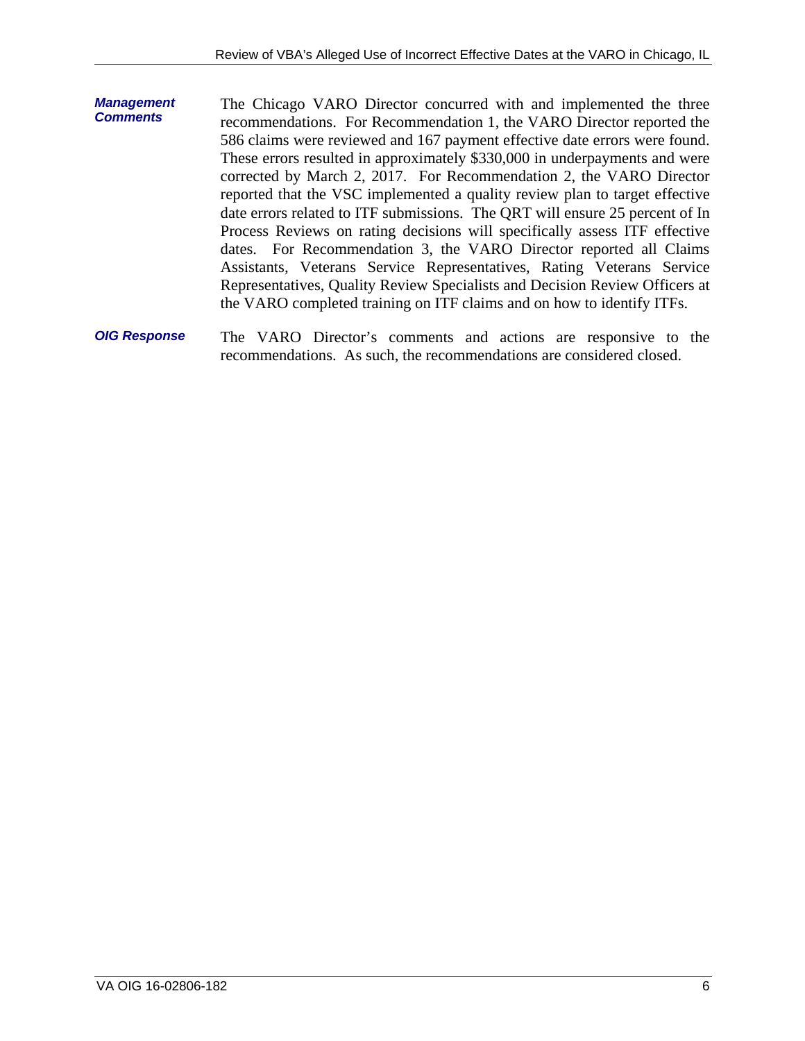***Management Comments***

The Chicago VARO Director concurred with and implemented the three recommendations. For Recommendation 1, the VARO Director reported the 586 claims were reviewed and 167 payment effective date errors were found. These errors resulted in approximately $330,000 in underpayments and were corrected by March 2, 2017. For Recommendation 2, the VARO Director reported that the VSC implemented a quality review plan to target effective date errors related to ITF submissions. The QRT will ensure 25 percent of In Process Reviews on rating decisions will specifically assess ITF effective dates. For Recommendation 3, the VARO Director reported all Claims Assistants, Veterans Service Representatives, Rating Veterans Service Representatives, Quality Review Specialists and Decision Review Officers at the VARO completed training on ITF claims and on how to identify ITFs.

***OIG Response***

The VARO Director's comments and actions are responsive to the recommendations. As such, the recommendations are considered closed.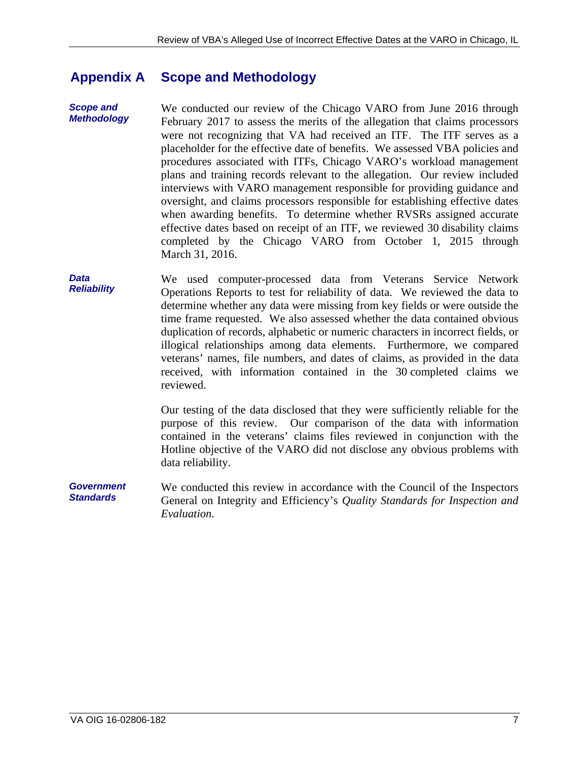# Appendix A Scope and Methodology

***Scope and Methodology***

We conducted our review of the Chicago VARO from June 2016 through February 2017 to assess the merits of the allegation that claims processors were not recognizing that VA had received an ITF. The ITF serves as a placeholder for the effective date of benefits. We assessed VBA policies and procedures associated with ITFs, Chicago VARO's workload management plans and training records relevant to the allegation. Our review included interviews with VARO management responsible for providing guidance and oversight, and claims processors responsible for establishing effective dates when awarding benefits. To determine whether RVSRs assigned accurate effective dates based on receipt of an ITF, we reviewed 30 disability claims completed by the Chicago VARO from October 1, 2015 through March 31, 2016.

***Data Reliability***

We used computer-processed data from Veterans Service Network Operations Reports to test for reliability of data. We reviewed the data to determine whether any data were missing from key fields or were outside the time frame requested. We also assessed whether the data contained obvious duplication of records, alphabetic or numeric characters in incorrect fields, or illogical relationships among data elements. Furthermore, we compared veterans' names, file numbers, and dates of claims, as provided in the data received, with information contained in the 30 completed claims we reviewed.

Our testing of the data disclosed that they were sufficiently reliable for the purpose of this review. Our comparison of the data with information contained in the veterans' claims files reviewed in conjunction with the Hotline objective of the VARO did not disclose any obvious problems with data reliability.

***Government Standards***

We conducted this review in accordance with the Council of the Inspectors General on Integrity and Efficiency's *Quality Standards for Inspection and Evaluation.*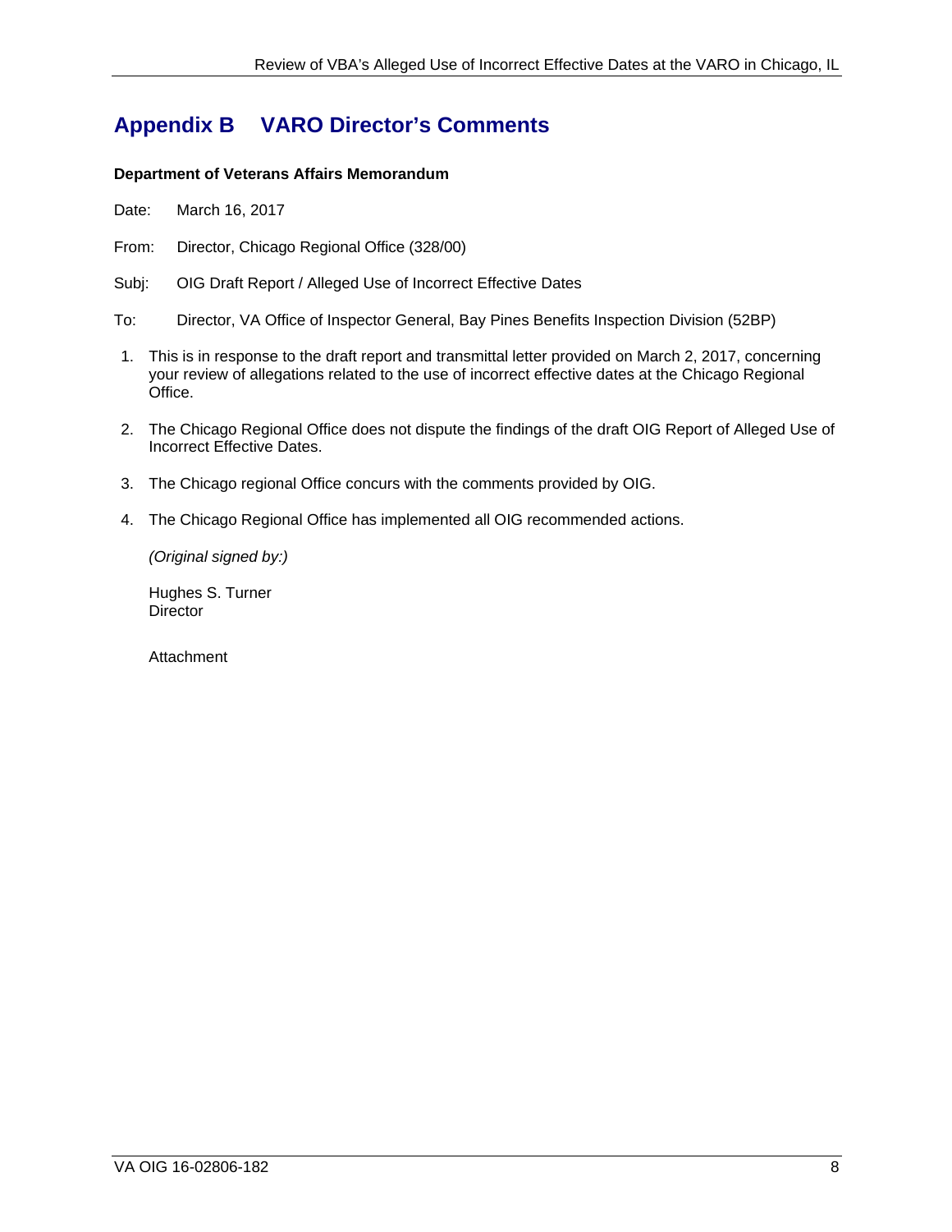# Appendix B VARO Director's Comments

**Department of Veterans Affairs Memorandum**

Date: March 16, 2017

From: Director, Chicago Regional Office (328/00)

Subj: OIG Draft Report / Alleged Use of Incorrect Effective Dates

To: Director, VA Office of Inspector General, Bay Pines Benefits Inspection Division (52BP)

1. This is in response to the draft report and transmittal letter provided on March 2, 2017, concerning your review of allegations related to the use of incorrect effective dates at the Chicago Regional Office.
2. The Chicago Regional Office does not dispute the findings of the draft OIG Report of Alleged Use of Incorrect Effective Dates.
3. The Chicago regional Office concurs with the comments provided by OIG.
4. The Chicago Regional Office has implemented all OIG recommended actions.

*(Original signed by:)*

Hughes S. Turner
Director

Attachment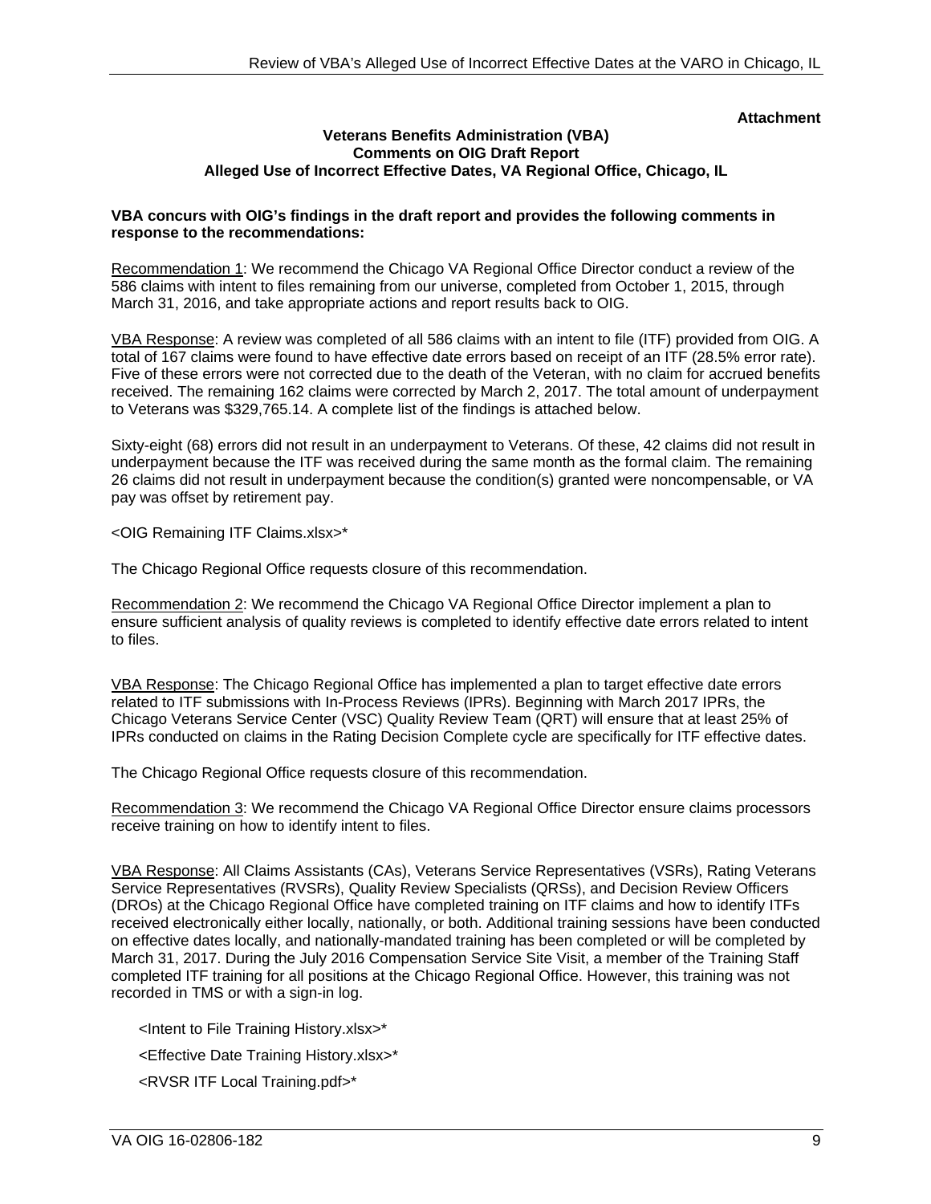**Attachment**

**Veterans Benefits Administration (VBA)**
**Comments on OIG Draft Report**
**Alleged Use of Incorrect Effective Dates, VA Regional Office, Chicago, IL**

**VBA concurs with OIG's findings in the draft report and provides the following comments in response to the recommendations:**

Recommendation 1: We recommend the Chicago VA Regional Office Director conduct a review of the 586 claims with intent to files remaining from our universe, completed from October 1, 2015, through March 31, 2016, and take appropriate actions and report results back to OIG.

VBA Response: A review was completed of all 586 claims with an intent to file (ITF) provided from OIG. A total of 167 claims were found to have effective date errors based on receipt of an ITF (28.5% error rate). Five of these errors were not corrected due to the death of the Veteran, with no claim for accrued benefits received. The remaining 162 claims were corrected by March 2, 2017. The total amount of underpayment to Veterans was $329,765.14. A complete list of the findings is attached below.

Sixty-eight (68) errors did not result in an underpayment to Veterans. Of these, 42 claims did not result in underpayment because the ITF was received during the same month as the formal claim. The remaining 26 claims did not result in underpayment because the condition(s) granted were noncompensable, or VA pay was offset by retirement pay.

<OIG Remaining ITF Claims.xlsx>*

The Chicago Regional Office requests closure of this recommendation.

Recommendation 2: We recommend the Chicago VA Regional Office Director implement a plan to ensure sufficient analysis of quality reviews is completed to identify effective date errors related to intent to files.

VBA Response: The Chicago Regional Office has implemented a plan to target effective date errors related to ITF submissions with In-Process Reviews (IPRs). Beginning with March 2017 IPRs, the Chicago Veterans Service Center (VSC) Quality Review Team (QRT) will ensure that at least 25% of IPRs conducted on claims in the Rating Decision Complete cycle are specifically for ITF effective dates.

The Chicago Regional Office requests closure of this recommendation.

Recommendation 3: We recommend the Chicago VA Regional Office Director ensure claims processors receive training on how to identify intent to files.

VBA Response: All Claims Assistants (CAs), Veterans Service Representatives (VSRs), Rating Veterans Service Representatives (RVSRs), Quality Review Specialists (QRSs), and Decision Review Officers (DROs) at the Chicago Regional Office have completed training on ITF claims and how to identify ITFs received electronically either locally, nationally, or both. Additional training sessions have been conducted on effective dates locally, and nationally-mandated training has been completed or will be completed by March 31, 2017. During the July 2016 Compensation Service Site Visit, a member of the Training Staff completed ITF training for all positions at the Chicago Regional Office. However, this training was not recorded in TMS or with a sign-in log.

<Intent to File Training History.xlsx>*

<Effective Date Training History.xlsx>*

<RVSR ITF Local Training.pdf>*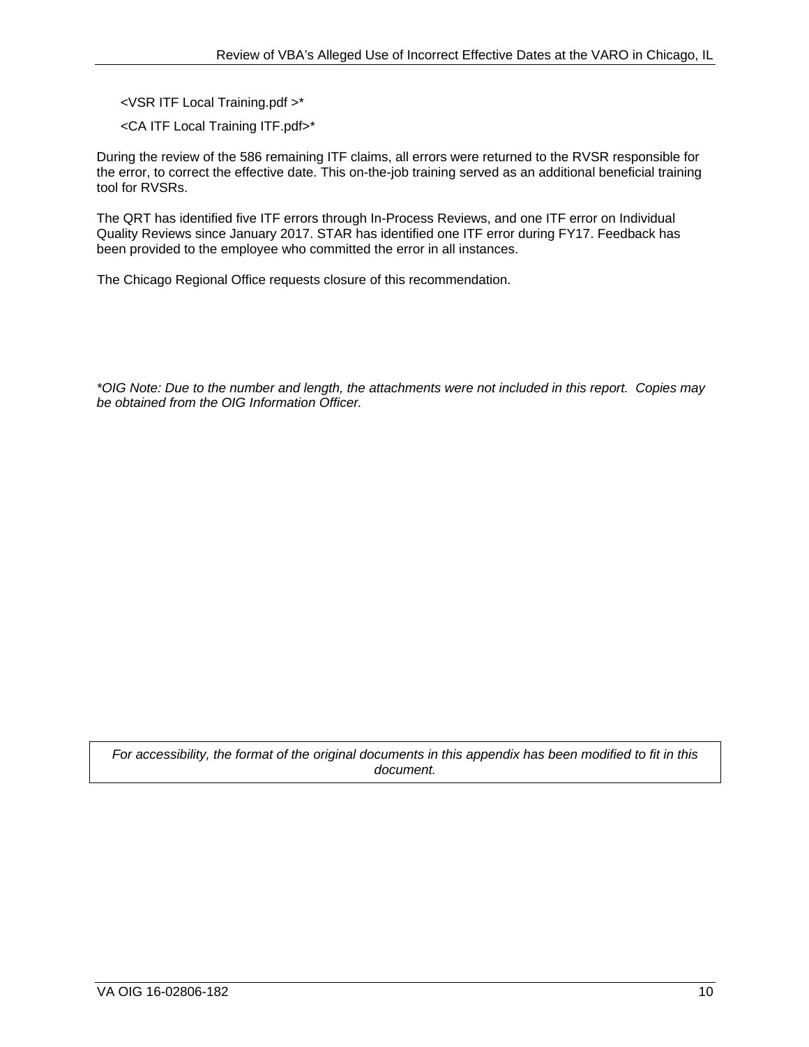<VSR ITF Local Training.pdf >*

<CA ITF Local Training ITF.pdf>*

During the review of the 586 remaining ITF claims, all errors were returned to the RVSR responsible for the error, to correct the effective date. This on-the-job training served as an additional beneficial training tool for RVSRs.

The QRT has identified five ITF errors through In-Process Reviews, and one ITF error on Individual Quality Reviews since January 2017. STAR has identified one ITF error during FY17. Feedback has been provided to the employee who committed the error in all instances.

The Chicago Regional Office requests closure of this recommendation.

*\*OIG Note: Due to the number and length, the attachments were not included in this report. Copies may be obtained from the OIG Information Officer.*

*For accessibility, the format of the original documents in this appendix has been modified to fit in this document.*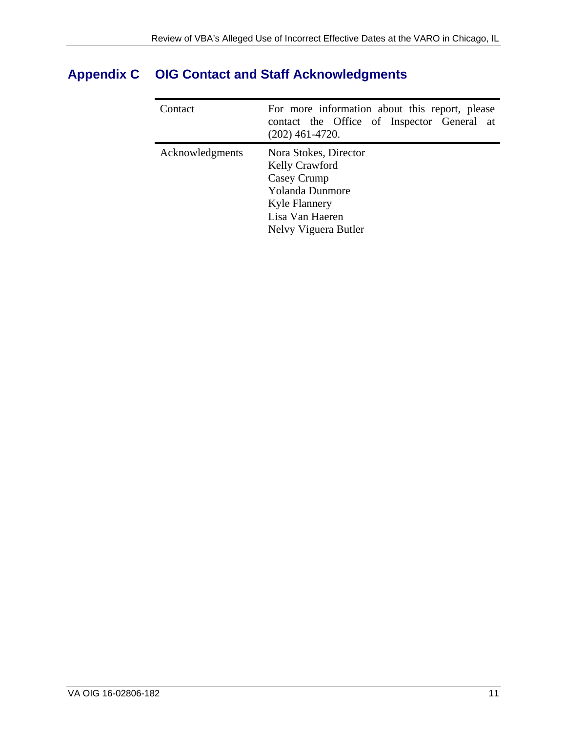## Appendix C OIG Contact and Staff Acknowledgments

| | |
|---|---|
| Contact | For more information about this report, please contact the Office of Inspector General at (202) 461-4720. |
| Acknowledgments | Nora Stokes, Director<br>Kelly Crawford<br>Casey Crump<br>Yolanda Dunmore<br>Kyle Flannery<br>Lisa Van Haeren<br>Nelvy Viguera Butler |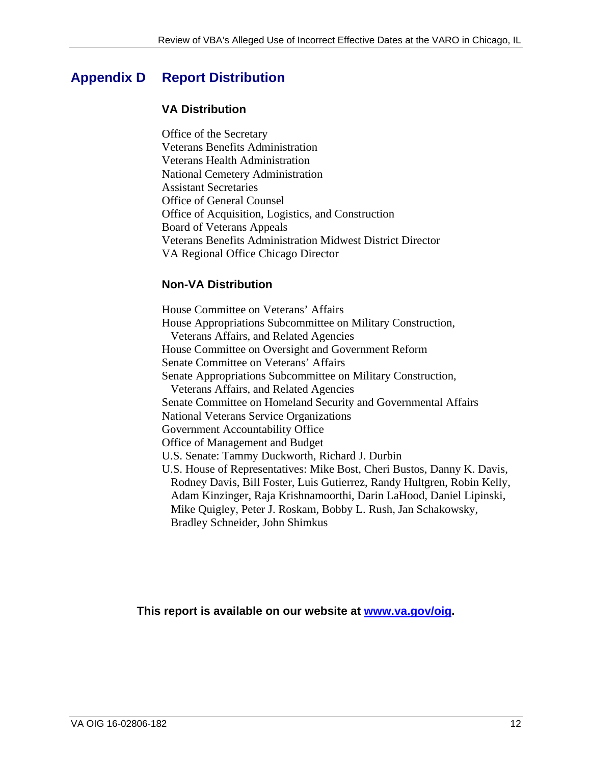# Appendix D Report Distribution

## VA Distribution

Office of the Secretary
Veterans Benefits Administration
Veterans Health Administration
National Cemetery Administration
Assistant Secretaries
Office of General Counsel
Office of Acquisition, Logistics, and Construction
Board of Veterans Appeals
Veterans Benefits Administration Midwest District Director
VA Regional Office Chicago Director

## Non-VA Distribution

House Committee on Veterans' Affairs
House Appropriations Subcommittee on Military Construction, Veterans Affairs, and Related Agencies
House Committee on Oversight and Government Reform
Senate Committee on Veterans' Affairs
Senate Appropriations Subcommittee on Military Construction, Veterans Affairs, and Related Agencies
Senate Committee on Homeland Security and Governmental Affairs
National Veterans Service Organizations
Government Accountability Office
Office of Management and Budget
U.S. Senate: Tammy Duckworth, Richard J. Durbin
U.S. House of Representatives: Mike Bost, Cheri Bustos, Danny K. Davis, Rodney Davis, Bill Foster, Luis Gutierrez, Randy Hultgren, Robin Kelly, Adam Kinzinger, Raja Krishnamoorthi, Darin LaHood, Daniel Lipinski, Mike Quigley, Peter J. Roskam, Bobby L. Rush, Jan Schakowsky, Bradley Schneider, John Shimkus

**This report is available on our website at [www.va.gov/oig](www.va.gov/oig).**